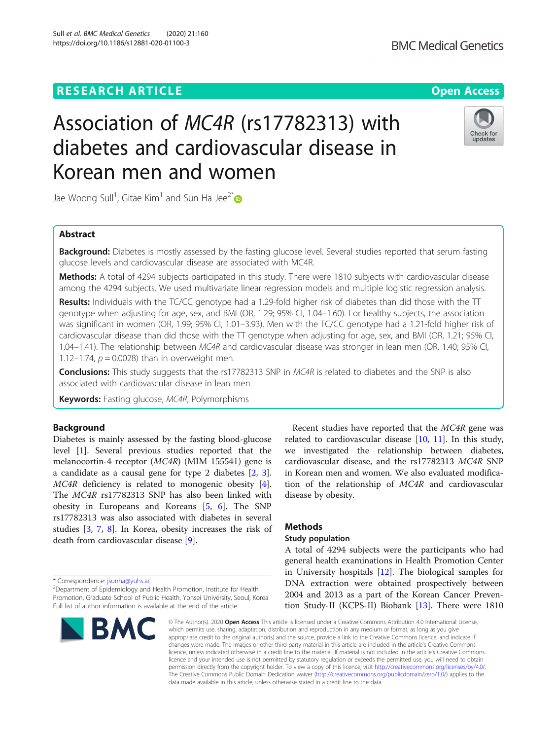# Association of *MC4R* (rs17782313) with diabetes and cardiovascular disease in Korean men and women

Jae Woong Sull[1], Gitae Kim[1] and Sun Ha Jee[2*]

## Abstract

**Background:** Diabetes is mostly assessed by the fasting glucose level. Several studies reported that serum fasting glucose levels and cardiovascular disease are associated with MC4R.

**Methods:** A total of 4294 subjects participated in this study. There were 1810 subjects with cardiovascular disease among the 4294 subjects. We used multivariate linear regression models and multiple logistic regression analysis.

**Results:** Individuals with the TC/CC genotype had a 1.29-fold higher risk of diabetes than did those with the TT genotype when adjusting for age, sex, and BMI (OR, 1.29; 95% CI, 1.04–1.60). For healthy subjects, the association was significant in women (OR, 1.99; 95% CI, 1.01–3.93). Men with the TC/CC genotype had a 1.21-fold higher risk of cardiovascular disease than did those with the TT genotype when adjusting for age, sex, and BMI (OR, 1.21; 95% CI, 1.04–1.41). The relationship between *MC4R* and cardiovascular disease was stronger in lean men (OR, 1.40; 95% CI, 1.12–1.74, $p = 0.0028$) than in overweight men.

**Conclusions:** This study suggests that the rs17782313 SNP in *MC4R* is related to diabetes and the SNP is also associated with cardiovascular disease in lean men.

**Keywords:** Fasting glucose, *MC4R*, Polymorphisms

## Background

Diabetes is mainly assessed by the fasting blood-glucose level [1]. Several previous studies reported that the melanocortin-4 receptor (*MC4R*) (MIM 155541) gene is a candidate as a causal gene for type 2 diabetes [2, 3]. *MC4R* deficiency is related to monogenic obesity [4]. The *MC4R* rs17782313 SNP has also been linked with obesity in Europeans and Koreans [5, 6]. The SNP rs17782313 was also associated with diabetes in several studies [3, 7, 8]. In Korea, obesity increases the risk of death from cardiovascular disease [9].

Recent studies have reported that the *MC4R* gene was related to cardiovascular disease [10, 11]. In this study, we investigated the relationship between diabetes, cardiovascular disease, and the rs17782313 *MC4R* SNP in Korean men and women. We also evaluated modification of the relationship of *MC4R* and cardiovascular disease by obesity.

## Methods

### Study population

A total of 4294 subjects were the participants who had general health examinations in Health Promotion Center in University hospitals [12]. The biological samples for DNA extraction were obtained prospectively between 2004 and 2013 as a part of the Korean Cancer Prevention Study-II (KCPS-II) Biobank [13]. There were 1810

\* Correspondence: jsunha@yuhs.ac
[2]Department of Epidemiology and Health Promotion, Institute for Health Promotion, Graduate School of Public Health, Yonsei University, Seoul, Korea
Full list of author information is available at the end of the article

© The Author(s). 2020 **Open Access** This article is licensed under a Creative Commons Attribution 4.0 International License, which permits use, sharing, adaptation, distribution and reproduction in any medium or format, as long as you give appropriate credit to the original author(s) and the source, provide a link to the Creative Commons licence, and indicate if changes were made. The images or other third party material in this article are included in the article's Creative Commons licence, unless indicated otherwise in a credit line to the material. If material is not included in the article's Creative Commons licence and your intended use is not permitted by statutory regulation or exceeds the permitted use, you will need to obtain permission directly from the copyright holder. To view a copy of this licence, visit http://creativecommons.org/licenses/by/4.0/. The Creative Commons Public Domain Dedication waiver (http://creativecommons.org/publicdomain/zero/1.0/) applies to the data made available in this article, unless otherwise stated in a credit line to the data.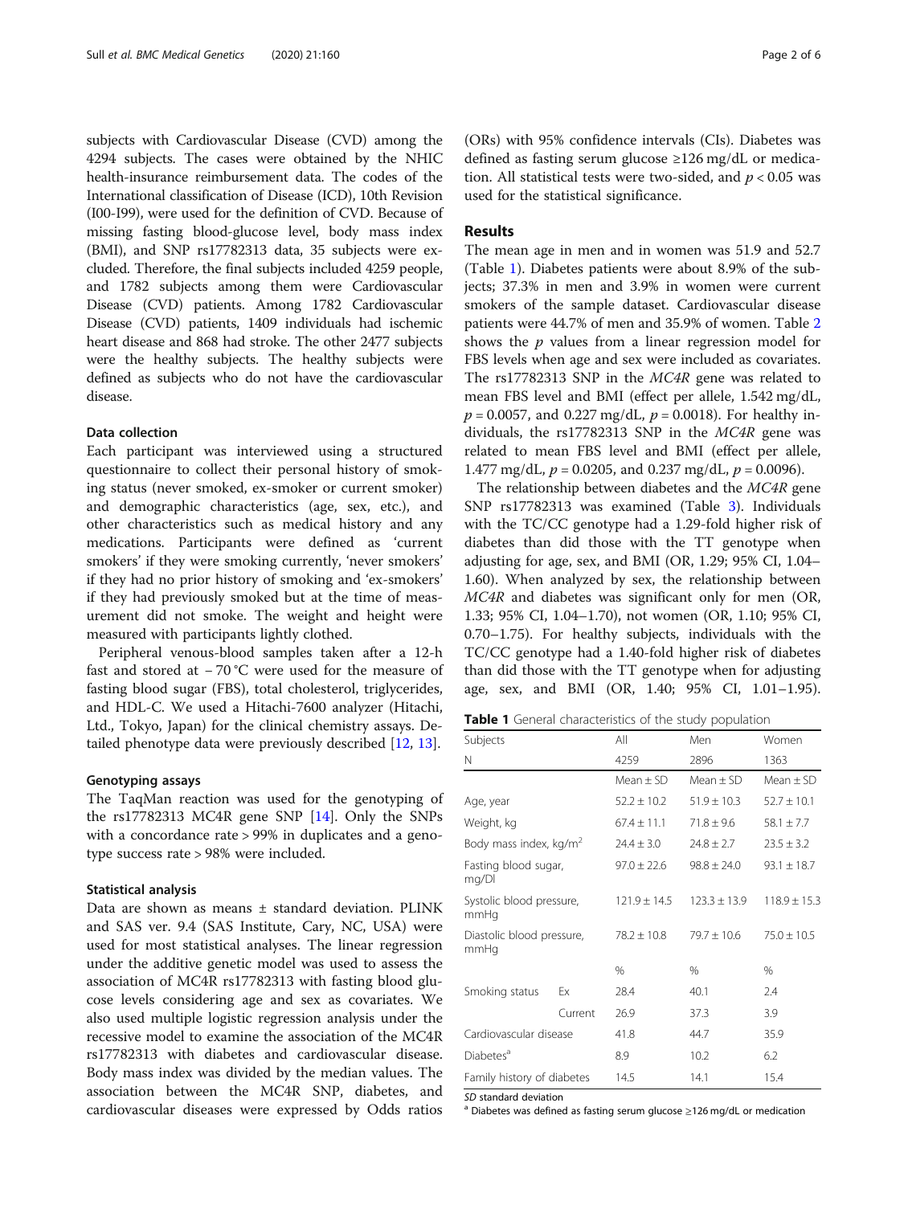subjects with Cardiovascular Disease (CVD) among the 4294 subjects. The cases were obtained by the NHIC health-insurance reimbursement data. The codes of the International classification of Disease (ICD), 10th Revision (I00-I99), were used for the definition of CVD. Because of missing fasting blood-glucose level, body mass index (BMI), and SNP rs17782313 data, 35 subjects were excluded. Therefore, the final subjects included 4259 people, and 1782 subjects among them were Cardiovascular Disease (CVD) patients. Among 1782 Cardiovascular Disease (CVD) patients, 1409 individuals had ischemic heart disease and 868 had stroke. The other 2477 subjects were the healthy subjects. The healthy subjects were defined as subjects who do not have the cardiovascular disease.

### Data collection

Each participant was interviewed using a structured questionnaire to collect their personal history of smoking status (never smoked, ex-smoker or current smoker) and demographic characteristics (age, sex, etc.), and other characteristics such as medical history and any medications. Participants were defined as 'current smokers' if they were smoking currently, 'never smokers' if they had no prior history of smoking and 'ex-smokers' if they had previously smoked but at the time of measurement did not smoke. The weight and height were measured with participants lightly clothed.

Peripheral venous-blood samples taken after a 12-h fast and stored at − 70 °C were used for the measure of fasting blood sugar (FBS), total cholesterol, triglycerides, and HDL-C. We used a Hitachi-7600 analyzer (Hitachi, Ltd., Tokyo, Japan) for the clinical chemistry assays. Detailed phenotype data were previously described [12, 13].

### Genotyping assays

The TaqMan reaction was used for the genotyping of the rs17782313 MC4R gene SNP [14]. Only the SNPs with a concordance rate > 99% in duplicates and a genotype success rate > 98% were included.

### Statistical analysis

Data are shown as means ± standard deviation. PLINK and SAS ver. 9.4 (SAS Institute, Cary, NC, USA) were used for most statistical analyses. The linear regression under the additive genetic model was used to assess the association of MC4R rs17782313 with fasting blood glucose levels considering age and sex as covariates. We also used multiple logistic regression analysis under the recessive model to examine the association of the MC4R rs17782313 with diabetes and cardiovascular disease. Body mass index was divided by the median values. The association between the MC4R SNP, diabetes, and cardiovascular diseases were expressed by Odds ratios (ORs) with 95% confidence intervals (CIs). Diabetes was defined as fasting serum glucose ≥126 mg/dL or medication. All statistical tests were two-sided, and $p < 0.05$ was used for the statistical significance.

## Results

The mean age in men and in women was 51.9 and 52.7 (Table 1). Diabetes patients were about 8.9% of the subjects; 37.3% in men and 3.9% in women were current smokers of the sample dataset. Cardiovascular disease patients were 44.7% of men and 35.9% of women. Table 2 shows the *p* values from a linear regression model for FBS levels when age and sex were included as covariates. The rs17782313 SNP in the *MC4R* gene was related to mean FBS level and BMI (effect per allele, 1.542 mg/dL, $p = 0.0057$, and 0.227 mg/dL, $p = 0.0018$). For healthy individuals, the rs17782313 SNP in the *MC4R* gene was related to mean FBS level and BMI (effect per allele, 1.477 mg/dL, $p = 0.0205$, and 0.237 mg/dL, $p = 0.0096$).

The relationship between diabetes and the *MC4R* gene SNP rs17782313 was examined (Table 3). Individuals with the TC/CC genotype had a 1.29-fold higher risk of diabetes than did those with the TT genotype when adjusting for age, sex, and BMI (OR, 1.29; 95% CI, 1.04–1.60). When analyzed by sex, the relationship between *MC4R* and diabetes was significant only for men (OR, 1.33; 95% CI, 1.04–1.70), not women (OR, 1.10; 95% CI, 0.70–1.75). For healthy subjects, individuals with the TC/CC genotype had a 1.40-fold higher risk of diabetes than did those with the TT genotype when for adjusting age, sex, and BMI (OR, 1.40; 95% CI, 1.01–1.95).

**Table 1** General characteristics of the study population

| Subjects | | All | Men | Women |
|---|---|---|---|---|
| N | | 4259 | 2896 | 1363 |
| | | Mean ± SD | Mean ± SD | Mean ± SD |
| Age, year | | 52.2 ± 10.2 | 51.9 ± 10.3 | 52.7 ± 10.1 |
| Weight, kg | | 67.4 ± 11.1 | 71.8 ± 9.6 | 58.1 ± 7.7 |
| Body mass index, kg/m$^2$ | | 24.4 ± 3.0 | 24.8 ± 2.7 | 23.5 ± 3.2 |
| Fasting blood sugar, mg/Dl | | 97.0 ± 22.6 | 98.8 ± 24.0 | 93.1 ± 18.7 |
| Systolic blood pressure, mmHg | | 121.9 ± 14.5 | 123.3 ± 13.9 | 118.9 ± 15.3 |
| Diastolic blood pressure, mmHg | | 78.2 ± 10.8 | 79.7 ± 10.6 | 75.0 ± 10.5 |
| | | % | % | % |
| Smoking status | Ex | 28.4 | 40.1 | 2.4 |
| | Current | 26.9 | 37.3 | 3.9 |
| Cardiovascular disease | | 41.8 | 44.7 | 35.9 |
| Diabetes[a] | | 8.9 | 10.2 | 6.2 |
| Family history of diabetes | | 14.5 | 14.1 | 15.4 |

*SD* standard deviation

[a] Diabetes was defined as fasting serum glucose ≥126 mg/dL or medication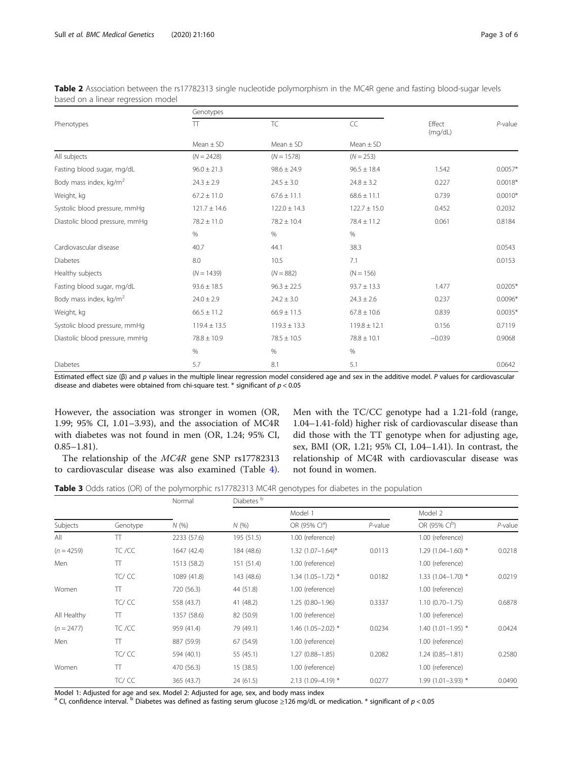**Table 2** Association between the rs17782313 single nucleotide polymorphism in the MC4R gene and fasting blood-sugar levels based on a linear regression model

| Phenotypes | Genotypes | | | Effect (mg/dL) | *P*-value |
|---|---|---|---|---|---|
| | TT | TC | CC | | |
| | Mean ± SD | Mean ± SD | Mean ± SD | | |
| All subjects | (*N* = 2428) | (*N* = 1578) | (*N* = 253) | | |
| Fasting blood sugar, mg/dL | 96.0 ± 21.3 | 98.6 ± 24.9 | 96.5 ± 18.4 | 1.542 | 0.0057* |
| Body mass index, kg/m$^2$ | 24.3 ± 2.9 | 24.5 ± 3.0 | 24.8 ± 3.2 | 0.227 | 0.0018* |
| Weight, kg | 67.2 ± 11.0 | 67.6 ± 11.1 | 68.6 ± 11.1 | 0.739 | 0.0010* |
| Systolic blood pressure, mmHg | 121.7 ± 14.6 | 122.0 ± 14.3 | 122.7 ± 15.0 | 0.452 | 0.2032 |
| Diastolic blood pressure, mmHg | 78.2 ± 11.0 | 78.2 ± 10.4 | 78.4 ± 11.2 | 0.061 | 0.8184 |
| | % | % | % | | |
| Cardiovascular disease | 40.7 | 44.1 | 38.3 | | 0.0543 |
| Diabetes | 8.0 | 10.5 | 7.1 | | 0.0153 |
| Healthy subjects | (*N* = 1439) | (*N* = 882) | (N = 156) | | |
| Fasting blood sugar, mg/dL | 93.6 ± 18.5 | 96.3 ± 22.5 | 93.7 ± 13.3 | 1.477 | 0.0205* |
| Body mass index, kg/m$^2$ | 24.0 ± 2.9 | 24.2 ± 3.0 | 24.3 ± 2.6 | 0.237 | 0.0096* |
| Weight, kg | 66.5 ± 11.2 | 66.9 ± 11.5 | 67.8 ± 10.6 | 0.839 | 0.0035* |
| Systolic blood pressure, mmHg | 119.4 ± 13.5 | 119.3 ± 13.3 | 119.8 ± 12.1 | 0.156 | 0.7119 |
| Diastolic blood pressure, mmHg | 78.8 ± 10.9 | 78.5 ± 10.5 | 78.8 ± 10.1 | −0.039 | 0.9068 |
| | % | % | % | | |
| Diabetes | 5.7 | 8.1 | 5.1 | | 0.0642 |

Estimated effect size (β) and *p* values in the multiple linear regression model considered age and sex in the additive model. *P* values for cardiovascular disease and diabetes were obtained from chi-square test. * significant of $p < 0.05$

However, the association was stronger in women (OR, 1.99; 95% CI, 1.01–3.93), and the association of MC4R with diabetes was not found in men (OR, 1.24; 95% CI, 0.85–1.81).

The relationship of the *MC4R* gene SNP rs17782313 to cardiovascular disease was also examined (Table 4). Men with the TC/CC genotype had a 1.21-fold (range, 1.04–1.41-fold) higher risk of cardiovascular disease than did those with the TT genotype when for adjusting age, sex, BMI (OR, 1.21; 95% CI, 1.04–1.41). In contrast, the relationship of MC4R with cardiovascular disease was not found in women.

**Table 3** Odds ratios (OR) of the polymorphic rs17782313 MC4R genotypes for diabetes in the population

| Subjects | Genotype | Normal | Diabetes [b] | Model 1 | | Model 2 | |
|---|---|---|---|---|---|---|---|
| | | *N* (%) | *N* (%) | OR (95% CI[a]) | *P*-value | OR (95% CI[b]) | *P*-value |
| All | TT | 2233 (57.6) | 195 (51.5) | 1.00 (reference) | | 1.00 (reference) | |
| (*n* = 4259) | TC /CC | 1647 (42.4) | 184 (48.6) | 1.32 (1.07–1.64)* | 0.0113 | 1.29 (1.04–1.60) * | 0.0218 |
| Men | TT | 1513 (58.2) | 151 (51.4) | 1.00 (reference) | | 1.00 (reference) | |
| | TC/ CC | 1089 (41.8) | 143 (48.6) | 1.34 (1.05–1.72) * | 0.0182 | 1.33 (1.04–1.70) * | 0.0219 |
| Women | TT | 720 (56.3) | 44 (51.8) | 1.00 (reference) | | 1.00 (reference) | |
| | TC/ CC | 558 (43.7) | 41 (48.2) | 1.25 (0.80–1.96) | 0.3337 | 1.10 (0.70–1.75) | 0.6878 |
| All Healthy | TT | 1357 (58.6) | 82 (50.9) | 1.00 (reference) | | 1.00 (reference) | |
| (*n* = 2477) | TC /CC | 959 (41.4) | 79 (49.1) | 1.46 (1.05–2.02) * | 0.0234 | 1.40 (1.01–1.95) * | 0.0424 |
| Men | TT | 887 (59.9) | 67 (54.9) | 1.00 (reference) | | 1.00 (reference) | |
| | TC/ CC | 594 (40.1) | 55 (45.1) | 1.27 (0.88–1.85) | 0.2082 | 1.24 (0.85–1.81) | 0.2580 |
| Women | TT | 470 (56.3) | 15 (38.5) | 1.00 (reference) | | 1.00 (reference) | |
| | TC/ CC | 365 (43.7) | 24 (61.5) | 2.13 (1.09–4.19) * | 0.0277 | 1.99 (1.01–3.93) * | 0.0490 |

Model 1: Adjusted for age and sex. Model 2: Adjusted for age, sex, and body mass index
[a] CI, confidence interval. [b] Diabetes was defined as fasting serum glucose ≥126 mg/dL or medication. * significant of $p < 0.05$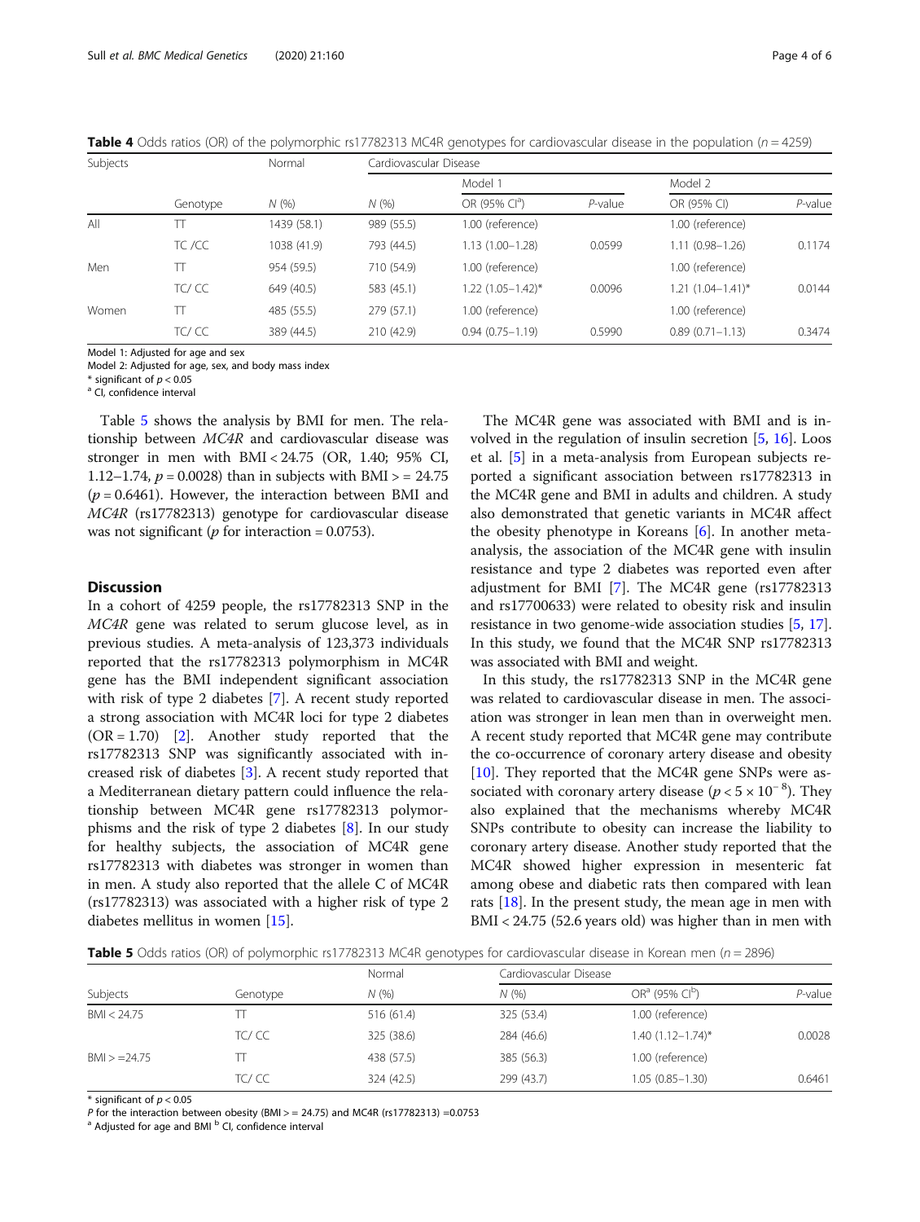**Table 4** Odds ratios (OR) of the polymorphic rs17782313 MC4R genotypes for cardiovascular disease in the population (n = 4259)

| Subjects | | Normal | Cardiovascular Disease | | | | |
|---|---|---|---|---|---|---|---|
| | | | | Model 1 | | Model 2 | |
| | Genotype | N (%) | N (%) | OR (95% CI[a]) | P-value | OR (95% CI) | P-value |
| All | TT | 1439 (58.1) | 989 (55.5) | 1.00 (reference) | | 1.00 (reference) | |
| | TC /CC | 1038 (41.9) | 793 (44.5) | 1.13 (1.00–1.28) | 0.0599 | 1.11 (0.98–1.26) | 0.1174 |
| Men | TT | 954 (59.5) | 710 (54.9) | 1.00 (reference) | | 1.00 (reference) | |
| | TC/ CC | 649 (40.5) | 583 (45.1) | 1.22 (1.05–1.42)* | 0.0096 | 1.21 (1.04–1.41)* | 0.0144 |
| Women | TT | 485 (55.5) | 279 (57.1) | 1.00 (reference) | | 1.00 (reference) | |
| | TC/ CC | 389 (44.5) | 210 (42.9) | 0.94 (0.75–1.19) | 0.5990 | 0.89 (0.71–1.13) | 0.3474 |

Model 1: Adjusted for age and sex
Model 2: Adjusted for age, sex, and body mass index
* significant of $p < 0.05$
[a] CI, confidence interval

Table 5 shows the analysis by BMI for men. The relationship between *MC4R* and cardiovascular disease was stronger in men with BMI < 24.75 (OR, 1.40; 95% CI, 1.12–1.74, $p = 0.0028$) than in subjects with BMI > = 24.75 ($p = 0.6461$). However, the interaction between BMI and *MC4R* (rs17782313) genotype for cardiovascular disease was not significant ($p$ for interaction = 0.0753).

## Discussion

In a cohort of 4259 people, the rs17782313 SNP in the *MC4R* gene was related to serum glucose level, as in previous studies. A meta-analysis of 123,373 individuals reported that the rs17782313 polymorphism in MC4R gene has the BMI independent significant association with risk of type 2 diabetes [7]. A recent study reported a strong association with MC4R loci for type 2 diabetes (OR = 1.70) [2]. Another study reported that the rs17782313 SNP was significantly associated with increased risk of diabetes [3]. A recent study reported that a Mediterranean dietary pattern could influence the relationship between MC4R gene rs17782313 polymorphisms and the risk of type 2 diabetes [8]. In our study for healthy subjects, the association of MC4R gene rs17782313 with diabetes was stronger in women than in men. A study also reported that the allele C of MC4R (rs17782313) was associated with a higher risk of type 2 diabetes mellitus in women [15].

The MC4R gene was associated with BMI and is involved in the regulation of insulin secretion [5, 16]. Loos et al. [5] in a meta-analysis from European subjects reported a significant association between rs17782313 in the MC4R gene and BMI in adults and children. A study also demonstrated that genetic variants in MC4R affect the obesity phenotype in Koreans [6]. In another meta-analysis, the association of the MC4R gene with insulin resistance and type 2 diabetes was reported even after adjustment for BMI [7]. The MC4R gene (rs17782313 and rs17700633) were related to obesity risk and insulin resistance in two genome-wide association studies [5, 17]. In this study, we found that the MC4R SNP rs17782313 was associated with BMI and weight.

In this study, the rs17782313 SNP in the MC4R gene was related to cardiovascular disease in men. The association was stronger in lean men than in overweight men. A recent study reported that MC4R gene may contribute the co-occurrence of coronary artery disease and obesity [10]. They reported that the MC4R gene SNPs were associated with coronary artery disease ($p < 5 \times 10^{-8}$). They also explained that the mechanisms whereby MC4R SNPs contribute to obesity can increase the liability to coronary artery disease. Another study reported that the MC4R showed higher expression in mesenteric fat among obese and diabetic rats then compared with lean rats [18]. In the present study, the mean age in men with BMI < 24.75 (52.6 years old) was higher than in men with

**Table 5** Odds ratios (OR) of polymorphic rs17782313 MC4R genotypes for cardiovascular disease in Korean men (n = 2896)

| | | Normal | Cardiovascular Disease | | |
|---|---|---|---|---|---|
| Subjects | Genotype | N (%) | N (%) | OR[a] (95% CI[b]) | P-value |
| BMI < 24.75 | TT | 516 (61.4) | 325 (53.4) | 1.00 (reference) | |
| | TC/ CC | 325 (38.6) | 284 (46.6) | 1.40 (1.12–1.74)* | 0.0028 |
| BMI > =24.75 | TT | 438 (57.5) | 385 (56.3) | 1.00 (reference) | |
| | TC/ CC | 324 (42.5) | 299 (43.7) | 1.05 (0.85–1.30) | 0.6461 |

* significant of $p < 0.05$
$P$ for the interaction between obesity (BMI > = 24.75) and MC4R (rs17782313) =0.0753
[a] Adjusted for age and BMI [b] CI, confidence interval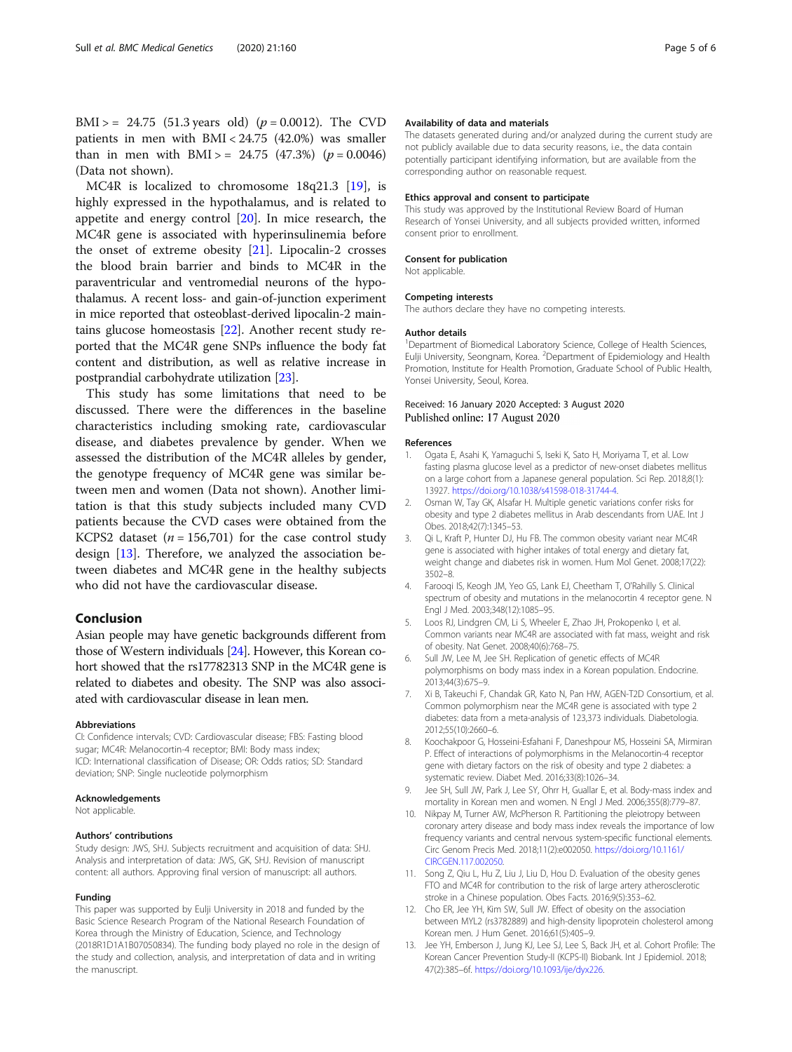BMI > = 24.75 (51.3 years old) ($p = 0.0012$). The CVD patients in men with BMI < 24.75 (42.0%) was smaller than in men with BMI > = 24.75 (47.3%) ($p = 0.0046$) (Data not shown).

MC4R is localized to chromosome 18q21.3 [19], is highly expressed in the hypothalamus, and is related to appetite and energy control [20]. In mice research, the MC4R gene is associated with hyperinsulinemia before the onset of extreme obesity [21]. Lipocalin-2 crosses the blood brain barrier and binds to MC4R in the paraventricular and ventromedial neurons of the hypothalamus. A recent loss- and gain-of-junction experiment in mice reported that osteoblast-derived lipocalin-2 maintains glucose homeostasis [22]. Another recent study reported that the MC4R gene SNPs influence the body fat content and distribution, as well as relative increase in postprandial carbohydrate utilization [23].

This study has some limitations that need to be discussed. There were the differences in the baseline characteristics including smoking rate, cardiovascular disease, and diabetes prevalence by gender. When we assessed the distribution of the MC4R alleles by gender, the genotype frequency of MC4R gene was similar between men and women (Data not shown). Another limitation is that this study subjects included many CVD patients because the CVD cases were obtained from the KCPS2 dataset ($n = 156{,}701$) for the case control study design [13]. Therefore, we analyzed the association between diabetes and MC4R gene in the healthy subjects who did not have the cardiovascular disease.

## Conclusion

Asian people may have genetic backgrounds different from those of Western individuals [24]. However, this Korean cohort showed that the rs17782313 SNP in the MC4R gene is related to diabetes and obesity. The SNP was also associated with cardiovascular disease in lean men.

#### Abbreviations

CI: Confidence intervals; CVD: Cardiovascular disease; FBS: Fasting blood sugar; MC4R: Melanocortin-4 receptor; BMI: Body mass index; ICD: International classification of Disease; OR: Odds ratios; SD: Standard deviation; SNP: Single nucleotide polymorphism

#### Acknowledgements

Not applicable.

#### Authors' contributions

Study design: JWS, SHJ. Subjects recruitment and acquisition of data: SHJ. Analysis and interpretation of data: JWS, GK, SHJ. Revision of manuscript content: all authors. Approving final version of manuscript: all authors.

#### Funding

This paper was supported by Eulji University in 2018 and funded by the Basic Science Research Program of the National Research Foundation of Korea through the Ministry of Education, Science, and Technology (2018R1D1A1B07050834). The funding body played no role in the design of the study and collection, analysis, and interpretation of data and in writing the manuscript.

#### Availability of data and materials

The datasets generated during and/or analyzed during the current study are not publicly available due to data security reasons, i.e., the data contain potentially participant identifying information, but are available from the corresponding author on reasonable request.

#### Ethics approval and consent to participate

This study was approved by the Institutional Review Board of Human Research of Yonsei University, and all subjects provided written, informed consent prior to enrollment.

#### Consent for publication

Not applicable.

#### Competing interests

The authors declare they have no competing interests.

#### Author details

[1]Department of Biomedical Laboratory Science, College of Health Sciences, Eulji University, Seongnam, Korea. [2]Department of Epidemiology and Health Promotion, Institute for Health Promotion, Graduate School of Public Health, Yonsei University, Seoul, Korea.

Received: 16 January 2020 Accepted: 3 August 2020
Published online: 17 August 2020

#### References

1. Ogata E, Asahi K, Yamaguchi S, Iseki K, Sato H, Moriyama T, et al. Low fasting plasma glucose level as a predictor of new-onset diabetes mellitus on a large cohort from a Japanese general population. Sci Rep. 2018;8(1):13927. https://doi.org/10.1038/s41598-018-31744-4.
2. Osman W, Tay GK, Alsafar H. Multiple genetic variations confer risks for obesity and type 2 diabetes mellitus in Arab descendants from UAE. Int J Obes. 2018;42(7):1345–53.
3. Qi L, Kraft P, Hunter DJ, Hu FB. The common obesity variant near MC4R gene is associated with higher intakes of total energy and dietary fat, weight change and diabetes risk in women. Hum Mol Genet. 2008;17(22):3502–8.
4. Farooqi IS, Keogh JM, Yeo GS, Lank EJ, Cheetham T, O'Rahilly S. Clinical spectrum of obesity and mutations in the melanocortin 4 receptor gene. N Engl J Med. 2003;348(12):1085–95.
5. Loos RJ, Lindgren CM, Li S, Wheeler E, Zhao JH, Prokopenko I, et al. Common variants near MC4R are associated with fat mass, weight and risk of obesity. Nat Genet. 2008;40(6):768–75.
6. Sull JW, Lee M, Jee SH. Replication of genetic effects of MC4R polymorphisms on body mass index in a Korean population. Endocrine. 2013;44(3):675–9.
7. Xi B, Takeuchi F, Chandak GR, Kato N, Pan HW, AGEN-T2D Consortium, et al. Common polymorphism near the MC4R gene is associated with type 2 diabetes: data from a meta-analysis of 123,373 individuals. Diabetologia. 2012;55(10):2660–6.
8. Koochakpoor G, Hosseini-Esfahani F, Daneshpour MS, Hosseini SA, Mirmiran P. Effect of interactions of polymorphisms in the Melanocortin-4 receptor gene with dietary factors on the risk of obesity and type 2 diabetes: a systematic review. Diabet Med. 2016;33(8):1026–34.
9. Jee SH, Sull JW, Park J, Lee SY, Ohrr H, Guallar E, et al. Body-mass index and mortality in Korean men and women. N Engl J Med. 2006;355(8):779–87.
10. Nikpay M, Turner AW, McPherson R. Partitioning the pleiotropy between coronary artery disease and body mass index reveals the importance of low frequency variants and central nervous system-specific functional elements. Circ Genom Precis Med. 2018;11(2):e002050. https://doi.org/10.1161/CIRCGEN.117.002050.
11. Song Z, Qiu L, Hu Z, Liu J, Liu D, Hou D. Evaluation of the obesity genes FTO and MC4R for contribution to the risk of large artery atherosclerotic stroke in a Chinese population. Obes Facts. 2016;9(5):353–62.
12. Cho ER, Jee YH, Kim SW, Sull JW. Effect of obesity on the association between MYL2 (rs3782889) and high-density lipoprotein cholesterol among Korean men. J Hum Genet. 2016;61(5):405–9.
13. Jee YH, Emberson J, Jung KJ, Lee SJ, Lee S, Back JH, et al. Cohort Profile: The Korean Cancer Prevention Study-II (KCPS-II) Biobank. Int J Epidemiol. 2018;47(2):385–6f. https://doi.org/10.1093/ije/dyx226.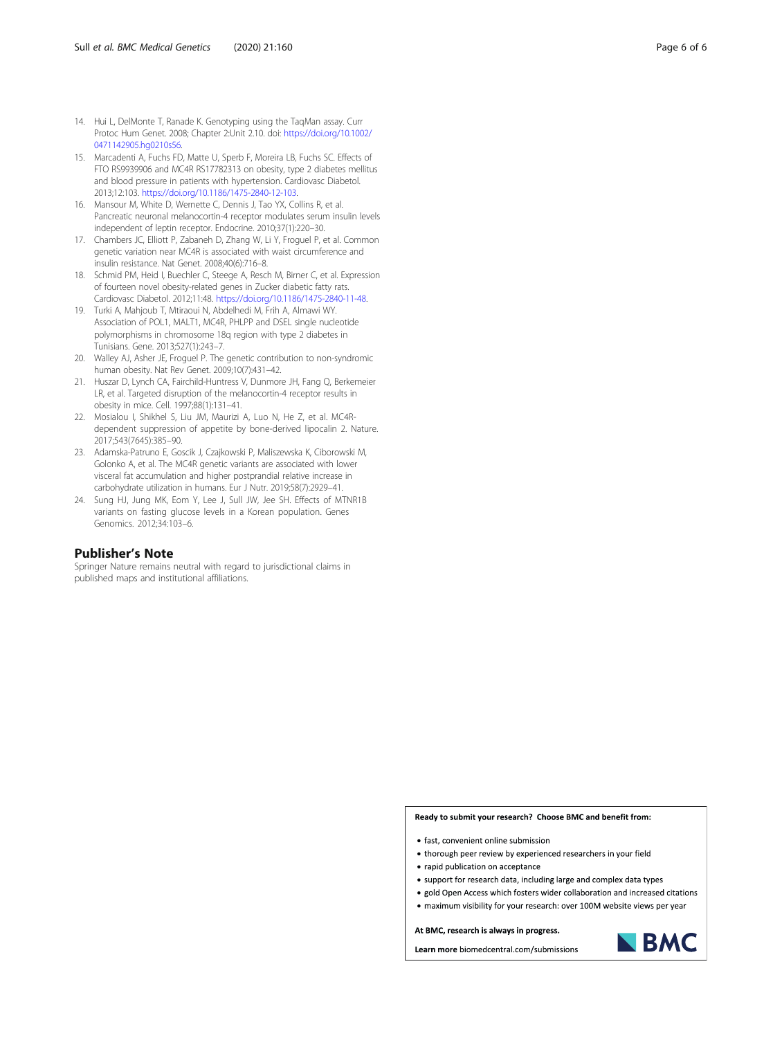14. Hui L, DelMonte T, Ranade K. Genotyping using the TaqMan assay. Curr Protoc Hum Genet. 2008; Chapter 2:Unit 2.10. doi: https://doi.org/10.1002/0471142905.hg0210s56.
15. Marcadenti A, Fuchs FD, Matte U, Sperb F, Moreira LB, Fuchs SC. Effects of FTO RS9939906 and MC4R RS17782313 on obesity, type 2 diabetes mellitus and blood pressure in patients with hypertension. Cardiovasc Diabetol. 2013;12:103. https://doi.org/10.1186/1475-2840-12-103.
16. Mansour M, White D, Wernette C, Dennis J, Tao YX, Collins R, et al. Pancreatic neuronal melanocortin-4 receptor modulates serum insulin levels independent of leptin receptor. Endocrine. 2010;37(1):220–30.
17. Chambers JC, Elliott P, Zabaneh D, Zhang W, Li Y, Froguel P, et al. Common genetic variation near MC4R is associated with waist circumference and insulin resistance. Nat Genet. 2008;40(6):716–8.
18. Schmid PM, Heid I, Buechler C, Steege A, Resch M, Birner C, et al. Expression of fourteen novel obesity-related genes in Zucker diabetic fatty rats. Cardiovasc Diabetol. 2012;11:48. https://doi.org/10.1186/1475-2840-11-48.
19. Turki A, Mahjoub T, Mtiraoui N, Abdelhedi M, Frih A, Almawi WY. Association of POL1, MALT1, MC4R, PHLPP and DSEL single nucleotide polymorphisms in chromosome 18q region with type 2 diabetes in Tunisians. Gene. 2013;527(1):243–7.
20. Walley AJ, Asher JE, Froguel P. The genetic contribution to non-syndromic human obesity. Nat Rev Genet. 2009;10(7):431–42.
21. Huszar D, Lynch CA, Fairchild-Huntress V, Dunmore JH, Fang Q, Berkemeier LR, et al. Targeted disruption of the melanocortin-4 receptor results in obesity in mice. Cell. 1997;88(1):131–41.
22. Mosialou I, Shikhel S, Liu JM, Maurizi A, Luo N, He Z, et al. MC4R-dependent suppression of appetite by bone-derived lipocalin 2. Nature. 2017;543(7645):385–90.
23. Adamska-Patruno E, Goscik J, Czajkowski P, Maliszewska K, Ciborowski M, Golonko A, et al. The MC4R genetic variants are associated with lower visceral fat accumulation and higher postprandial relative increase in carbohydrate utilization in humans. Eur J Nutr. 2019;58(7):2929–41.
24. Sung HJ, Jung MK, Eom Y, Lee J, Sull JW, Jee SH. Effects of MTNR1B variants on fasting glucose levels in a Korean population. Genes Genomics. 2012;34:103–6.

## Publisher's Note

Springer Nature remains neutral with regard to jurisdictional claims in published maps and institutional affiliations.

**Ready to submit your research? Choose BMC and benefit from:**

- fast, convenient online submission
- thorough peer review by experienced researchers in your field
- rapid publication on acceptance
- support for research data, including large and complex data types
- gold Open Access which fosters wider collaboration and increased citations
- maximum visibility for your research: over 100M website views per year

**At BMC, research is always in progress.**

**Learn more** biomedcentral.com/submissions

BMC